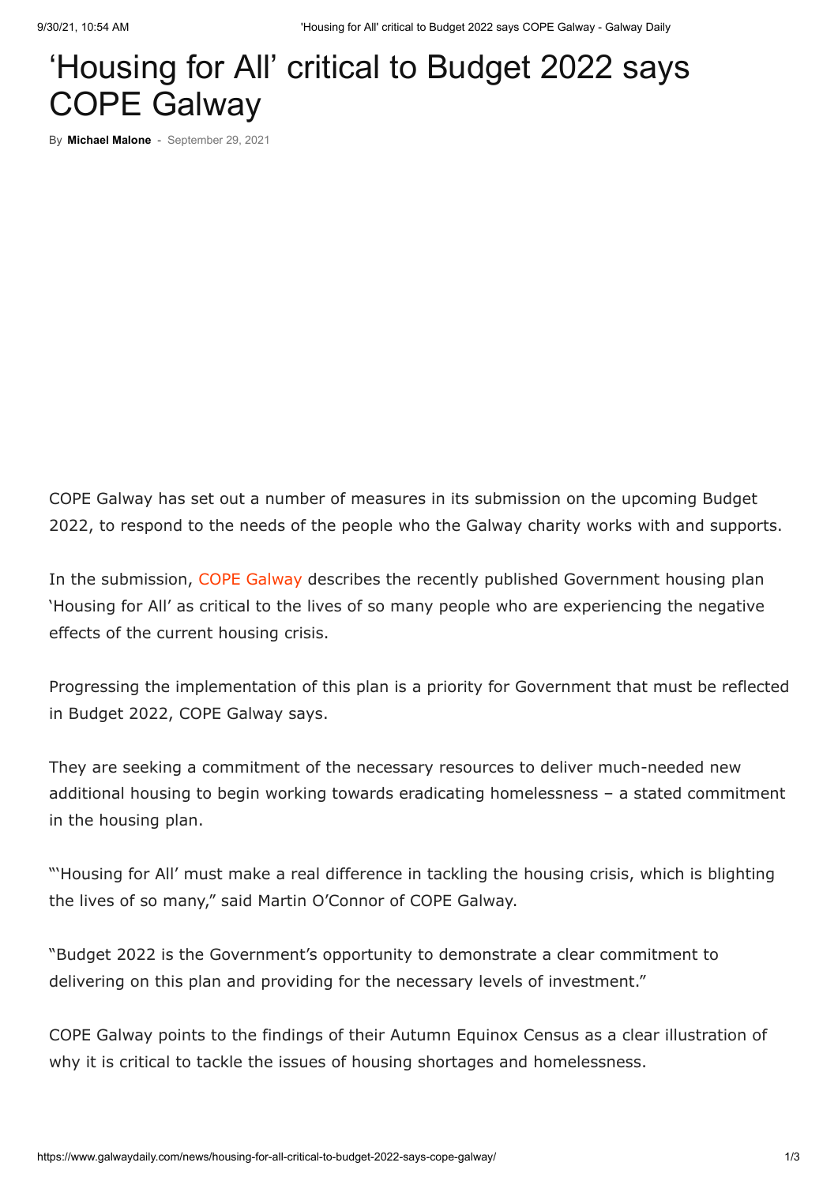# 'Housing for All' critical to Budget 2022 says COPE Galway

By **Michael Malone** - September 29, 2021

COPE Galway has set out a number of measures in its submission on the upcoming Budget 2022, to respond to the needs of the people who the Galway charity works with and supports.

In the submission, COPE Galway describes the recently published Government housing plan 'Housing for All' as critical to the lives of so many people who are experiencing the negative effects of the current housing crisis.

Progressing the implementation of this plan is a priority for Government that must be reflected in Budget 2022, COPE Galway says.

They are seeking a commitment of the necessary resources to deliver much-needed new additional housing to begin working towards eradicating homelessness – a stated commitment in the housing plan.

"'Housing for All' must make a real difference in tackling the housing crisis, which is blighting the lives of so many," said Martin O'Connor of COPE Galway.

"Budget 2022 is the Government's opportunity to demonstrate a clear commitment to delivering on this plan and providing for the necessary levels of investment."

COPE Galway points to the findings of their Autumn Equinox Census as a clear illustration of why it is critical to tackle the issues of housing shortages and homelessness.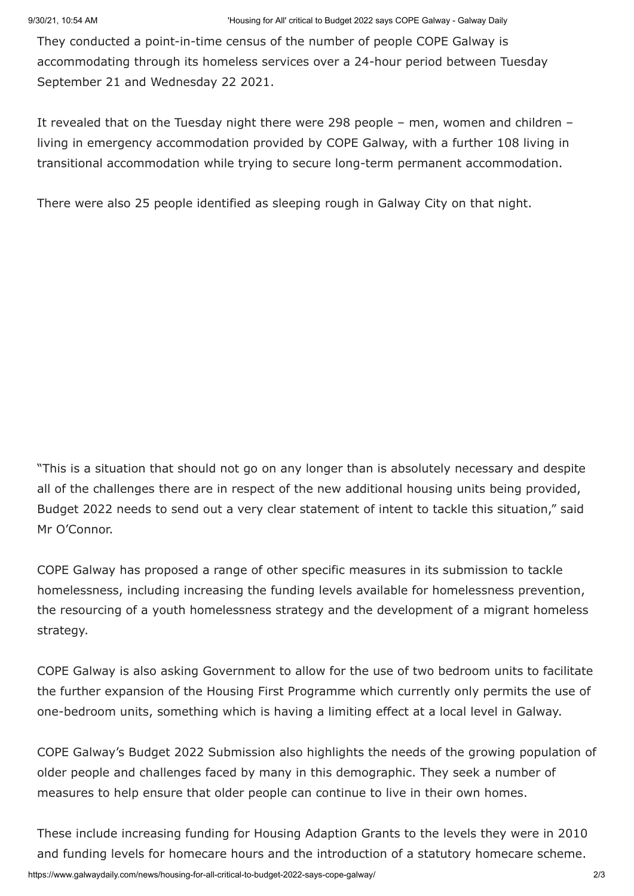They conducted a point-in-time census of the number of people COPE Galway is accommodating through its homeless services over a 24-hour period between Tuesday September 21 and Wednesday 22 2021.

It revealed that on the Tuesday night there were 298 people – men, women and children – living in emergency accommodation provided by COPE Galway, with a further 108 living in transitional accommodation while trying to secure long-term permanent accommodation.

There were also 25 people identified as sleeping rough in Galway City on that night.

"This is a situation that should not go on any longer than is absolutely necessary and despite all of the challenges there are in respect of the new additional housing units being provided, Budget 2022 needs to send out a very clear statement of intent to tackle this situation," said Mr O'Connor.

COPE Galway has proposed a range of other specific measures in its submission to tackle homelessness, including increasing the funding levels available for homelessness prevention, the resourcing of a youth homelessness strategy and the development of a migrant homeless strategy.

COPE Galway is also asking Government to allow for the use of two bedroom units to facilitate the further expansion of the Housing First Programme which currently only permits the use of one-bedroom units, something which is having a limiting effect at a local level in Galway.

COPE Galway's Budget 2022 Submission also highlights the needs of the growing population of older people and challenges faced by many in this demographic. They seek a number of measures to help ensure that older people can continue to live in their own homes.

These include increasing funding for Housing Adaption Grants to the levels they were in 2010 and funding levels for homecare hours and the introduction of a statutory homecare scheme.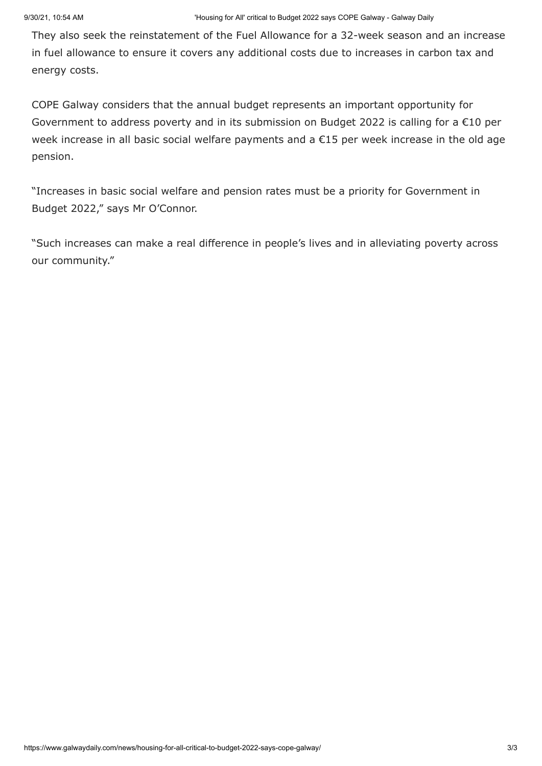They also seek the reinstatement of the Fuel Allowance for a 32-week season and an increase in fuel allowance to ensure it covers any additional costs due to increases in carbon tax and energy costs.

COPE Galway considers that the annual budget represents an important opportunity for Government to address poverty and in its submission on Budget 2022 is calling for a €10 per week increase in all basic social welfare payments and a €15 per week increase in the old age pension.

"Increases in basic social welfare and pension rates must be a priority for Government in Budget 2022," says Mr O'Connor.

"Such increases can make a real difference in people's lives and in alleviating poverty across our community."